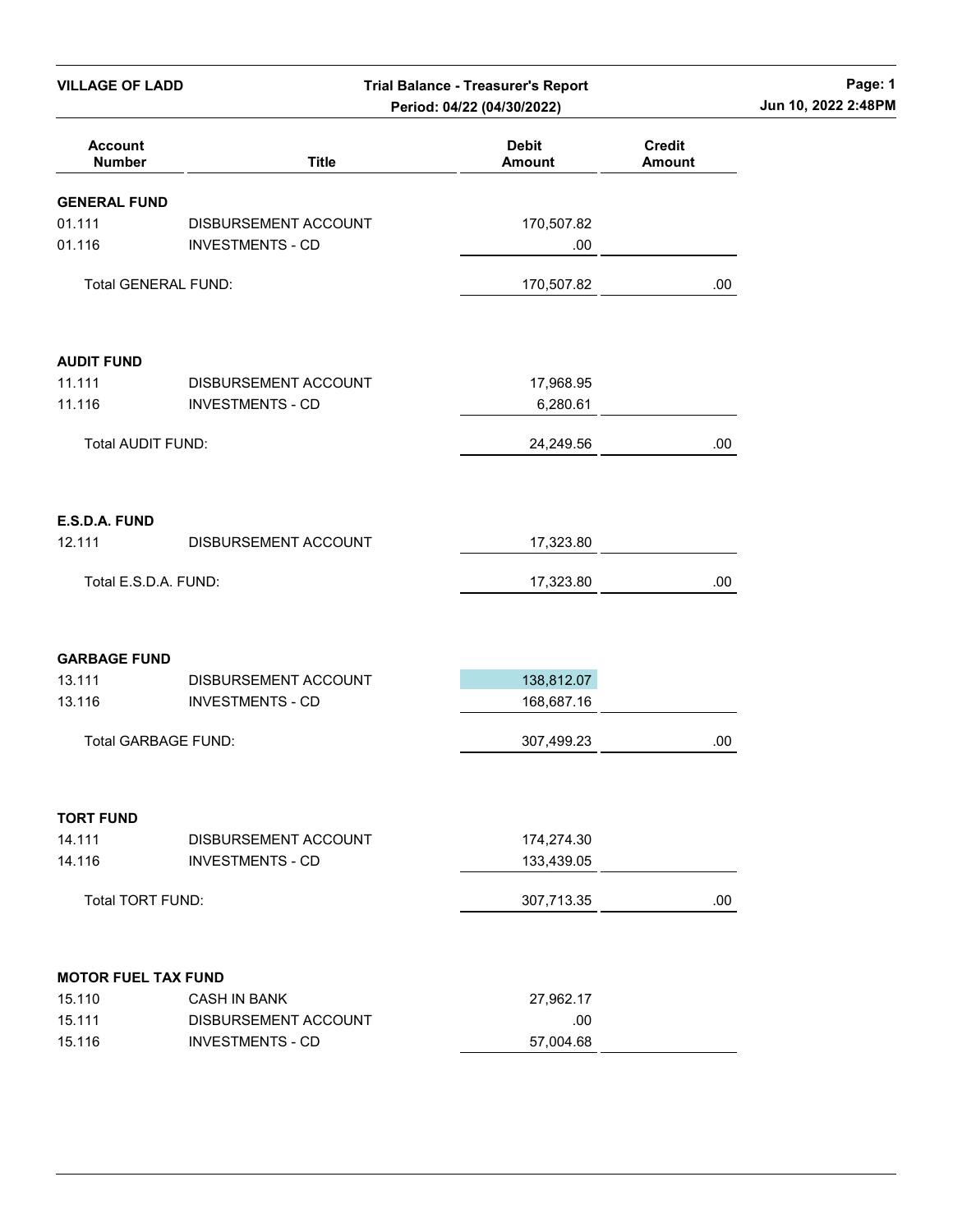**VILLAGE OF LADD**

**Trial Balance - Treasurer's Report**
**Period: 04/22 (04/30/2022)**

| Account Number | Title | Debit Amount | Credit Amount |
|---|---|---|---|
| **GENERAL FUND** | | | |
| 01.111 | DISBURSEMENT ACCOUNT | 170,507.82 | |
| 01.116 | INVESTMENTS - CD | .00 | |
| Total GENERAL FUND: | | 170,507.82 | .00 |
| **AUDIT FUND** | | | |
| 11.111 | DISBURSEMENT ACCOUNT | 17,968.95 | |
| 11.116 | INVESTMENTS - CD | 6,280.61 | |
| Total AUDIT FUND: | | 24,249.56 | .00 |
| **E.S.D.A. FUND** | | | |
| 12.111 | DISBURSEMENT ACCOUNT | 17,323.80 | |
| Total E.S.D.A. FUND: | | 17,323.80 | .00 |
| **GARBAGE FUND** | | | |
| 13.111 | DISBURSEMENT ACCOUNT | 138,812.07 | |
| 13.116 | INVESTMENTS - CD | 168,687.16 | |
| Total GARBAGE FUND: | | 307,499.23 | .00 |
| **TORT FUND** | | | |
| 14.111 | DISBURSEMENT ACCOUNT | 174,274.30 | |
| 14.116 | INVESTMENTS - CD | 133,439.05 | |
| Total TORT FUND: | | 307,713.35 | .00 |
| **MOTOR FUEL TAX FUND** | | | |
| 15.110 | CASH IN BANK | 27,962.17 | |
| 15.111 | DISBURSEMENT ACCOUNT | .00 | |
| 15.116 | INVESTMENTS - CD | 57,004.68 | |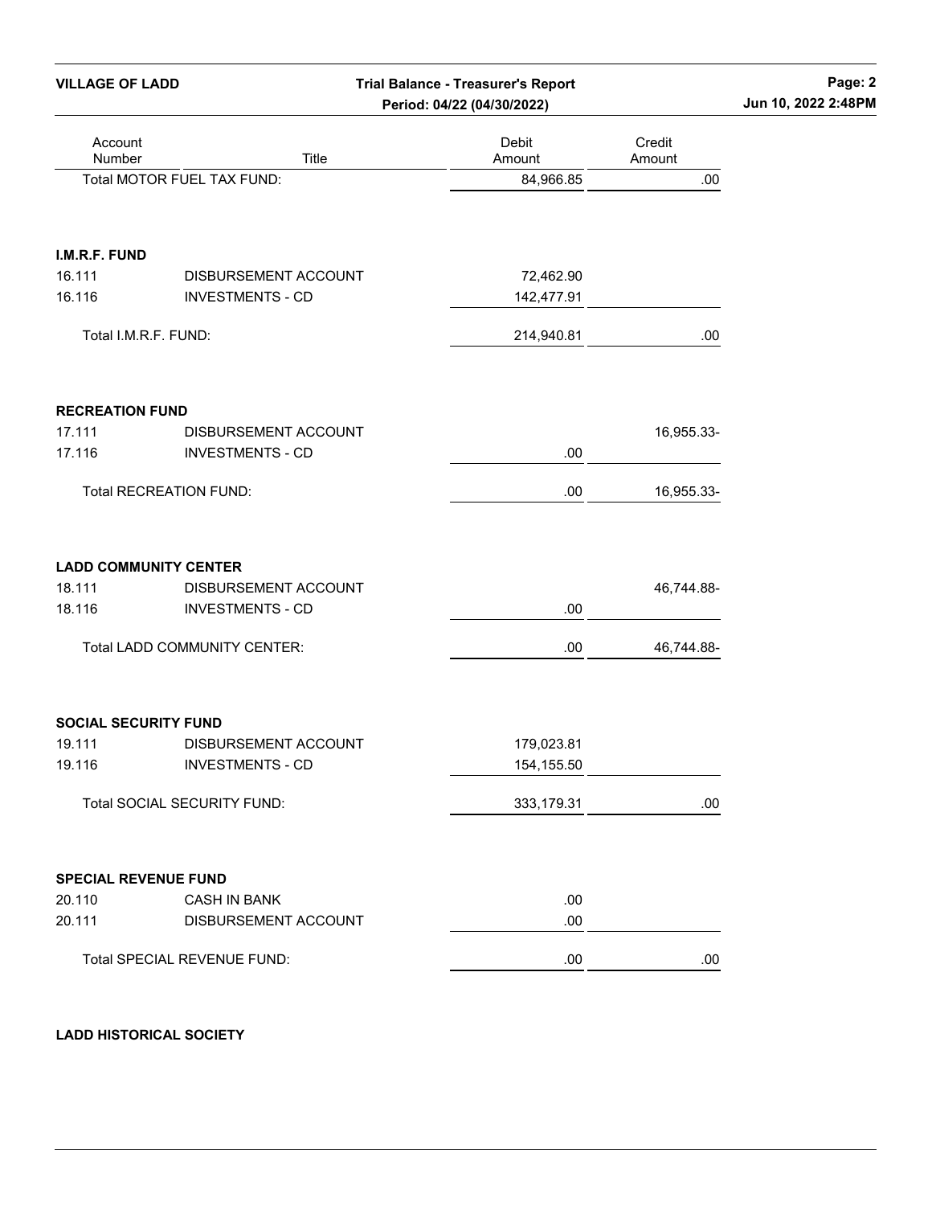| Account Number | Title | Debit Amount | Credit Amount |
|---|---|---|---|
| | Total MOTOR FUEL TAX FUND: | 84,966.85 | .00 |
| | | | |
| **I.M.R.F. FUND** | | | |
| 16.111 | DISBURSEMENT ACCOUNT | 72,462.90 | |
| 16.116 | INVESTMENTS - CD | 142,477.91 | |
| | Total I.M.R.F. FUND: | 214,940.81 | .00 |
| | | | |
| **RECREATION FUND** | | | |
| 17.111 | DISBURSEMENT ACCOUNT | | 16,955.33- |
| 17.116 | INVESTMENTS - CD | .00 | |
| | Total RECREATION FUND: | .00 | 16,955.33- |
| | | | |
| **LADD COMMUNITY CENTER** | | | |
| 18.111 | DISBURSEMENT ACCOUNT | | 46,744.88- |
| 18.116 | INVESTMENTS - CD | .00 | |
| | Total LADD COMMUNITY CENTER: | .00 | 46,744.88- |
| | | | |
| **SOCIAL SECURITY FUND** | | | |
| 19.111 | DISBURSEMENT ACCOUNT | 179,023.81 | |
| 19.116 | INVESTMENTS - CD | 154,155.50 | |
| | Total SOCIAL SECURITY FUND: | 333,179.31 | .00 |
| | | | |
| **SPECIAL REVENUE FUND** | | | |
| 20.110 | CASH IN BANK | .00 | |
| 20.111 | DISBURSEMENT ACCOUNT | .00 | |
| | Total SPECIAL REVENUE FUND: | .00 | .00 |

**LADD HISTORICAL SOCIETY**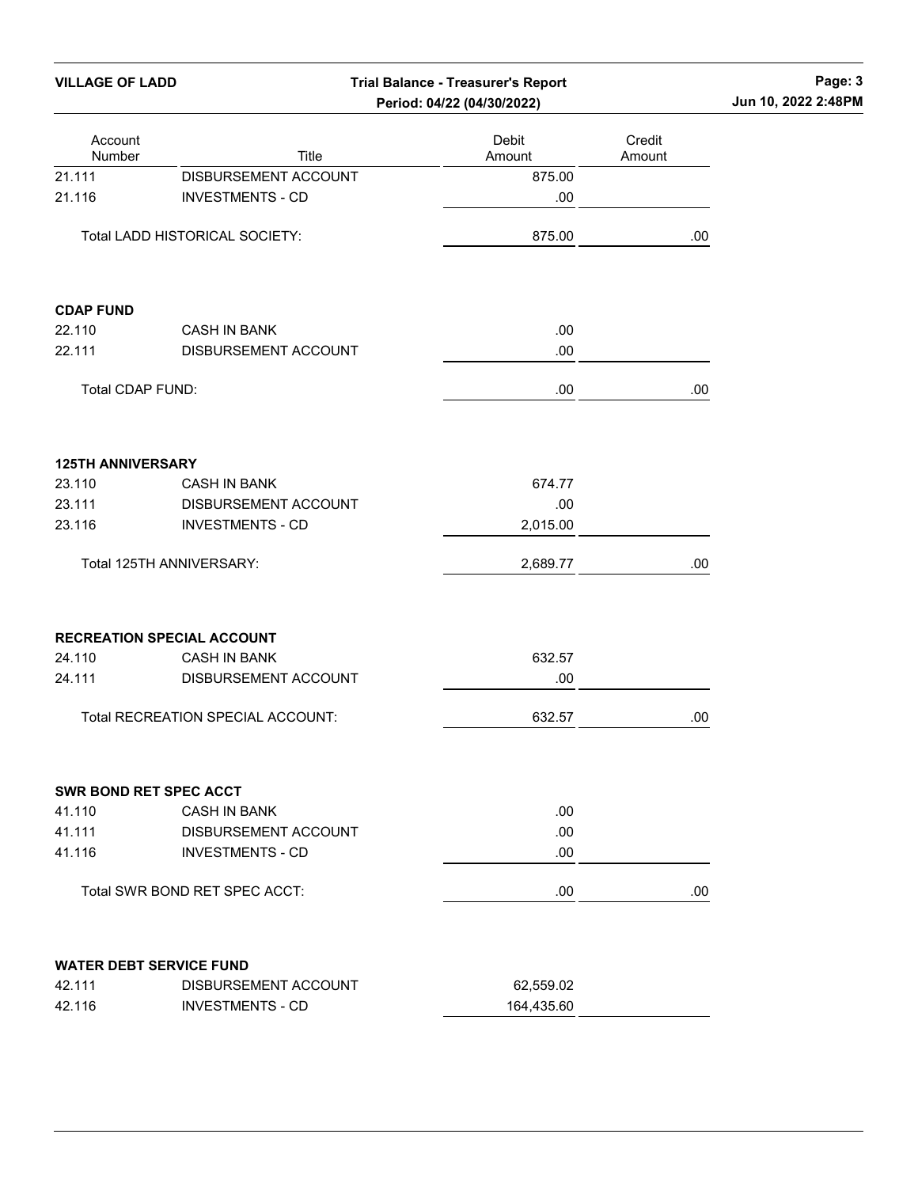| Account Number | Title | Debit Amount | Credit Amount |
|---|---|---|---|
| 21.111 | DISBURSEMENT ACCOUNT | 875.00 | |
| 21.116 | INVESTMENTS - CD | .00 | |
| | Total LADD HISTORICAL SOCIETY: | 875.00 | .00 |

**CDAP FUND**

| Account Number | Title | Debit Amount | Credit Amount |
|---|---|---|---|
| 22.110 | CASH IN BANK | .00 | |
| 22.111 | DISBURSEMENT ACCOUNT | .00 | |
| | Total CDAP FUND: | .00 | .00 |

**125TH ANNIVERSARY**

| Account Number | Title | Debit Amount | Credit Amount |
|---|---|---|---|
| 23.110 | CASH IN BANK | 674.77 | |
| 23.111 | DISBURSEMENT ACCOUNT | .00 | |
| 23.116 | INVESTMENTS - CD | 2,015.00 | |
| | Total 125TH ANNIVERSARY: | 2,689.77 | .00 |

**RECREATION SPECIAL ACCOUNT**

| Account Number | Title | Debit Amount | Credit Amount |
|---|---|---|---|
| 24.110 | CASH IN BANK | 632.57 | |
| 24.111 | DISBURSEMENT ACCOUNT | .00 | |
| | Total RECREATION SPECIAL ACCOUNT: | 632.57 | .00 |

**SWR BOND RET SPEC ACCT**

| Account Number | Title | Debit Amount | Credit Amount |
|---|---|---|---|
| 41.110 | CASH IN BANK | .00 | |
| 41.111 | DISBURSEMENT ACCOUNT | .00 | |
| 41.116 | INVESTMENTS - CD | .00 | |
| | Total SWR BOND RET SPEC ACCT: | .00 | .00 |

**WATER DEBT SERVICE FUND**

| Account Number | Title | Debit Amount | Credit Amount |
|---|---|---|---|
| 42.111 | DISBURSEMENT ACCOUNT | 62,559.02 | |
| 42.116 | INVESTMENTS - CD | 164,435.60 | |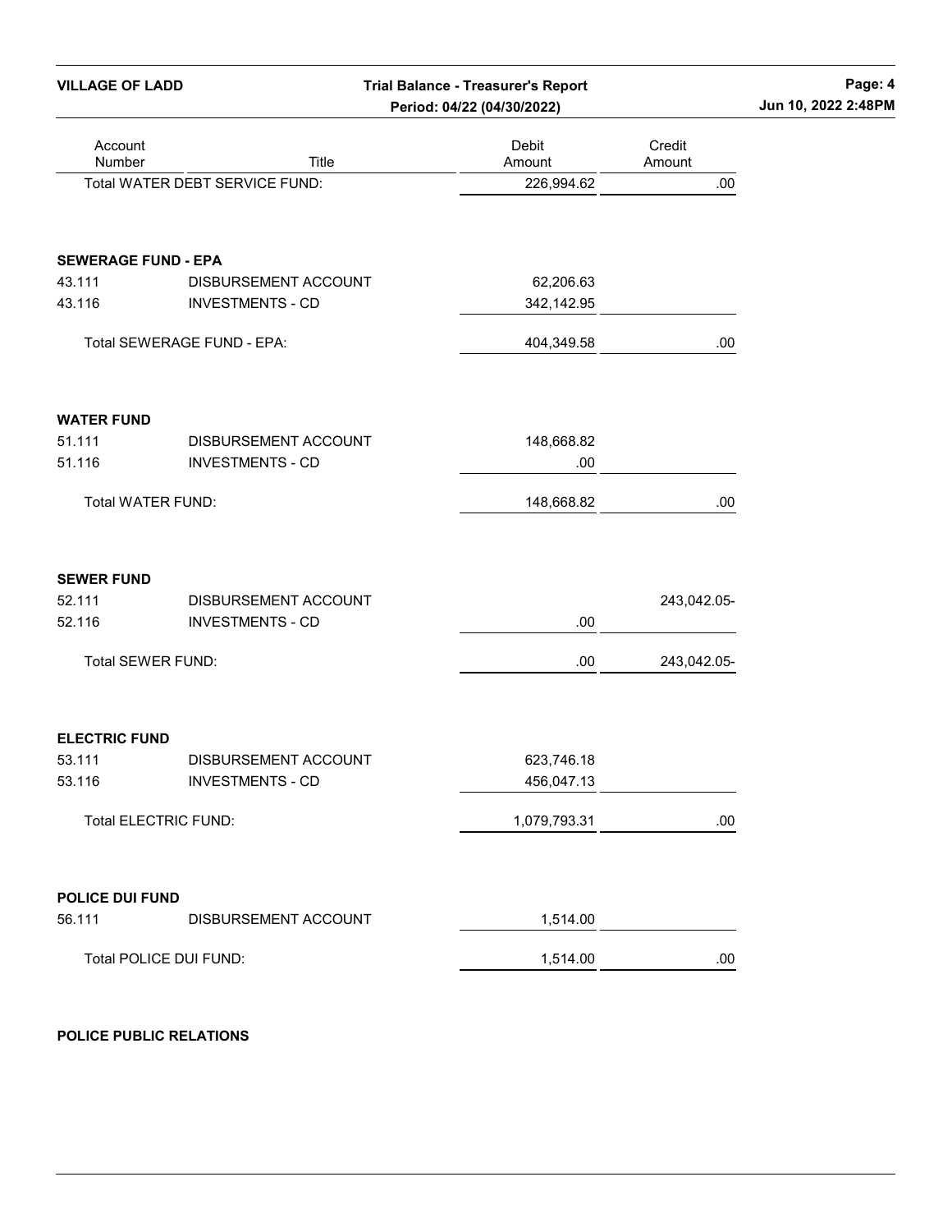| Account Number | Title | Debit Amount | Credit Amount |
|---|---|---|---|
| | Total WATER DEBT SERVICE FUND: | 226,994.62 | .00 |
| **SEWERAGE FUND - EPA** | | | |
| 43.111 | DISBURSEMENT ACCOUNT | 62,206.63 | |
| 43.116 | INVESTMENTS - CD | 342,142.95 | |
| | Total SEWERAGE FUND - EPA: | 404,349.58 | .00 |
| **WATER FUND** | | | |
| 51.111 | DISBURSEMENT ACCOUNT | 148,668.82 | |
| 51.116 | INVESTMENTS - CD | .00 | |
| | Total WATER FUND: | 148,668.82 | .00 |
| **SEWER FUND** | | | |
| 52.111 | DISBURSEMENT ACCOUNT | | 243,042.05- |
| 52.116 | INVESTMENTS - CD | .00 | |
| | Total SEWER FUND: | .00 | 243,042.05- |
| **ELECTRIC FUND** | | | |
| 53.111 | DISBURSEMENT ACCOUNT | 623,746.18 | |
| 53.116 | INVESTMENTS - CD | 456,047.13 | |
| | Total ELECTRIC FUND: | 1,079,793.31 | .00 |
| **POLICE DUI FUND** | | | |
| 56.111 | DISBURSEMENT ACCOUNT | 1,514.00 | |
| | Total POLICE DUI FUND: | 1,514.00 | .00 |

**POLICE PUBLIC RELATIONS**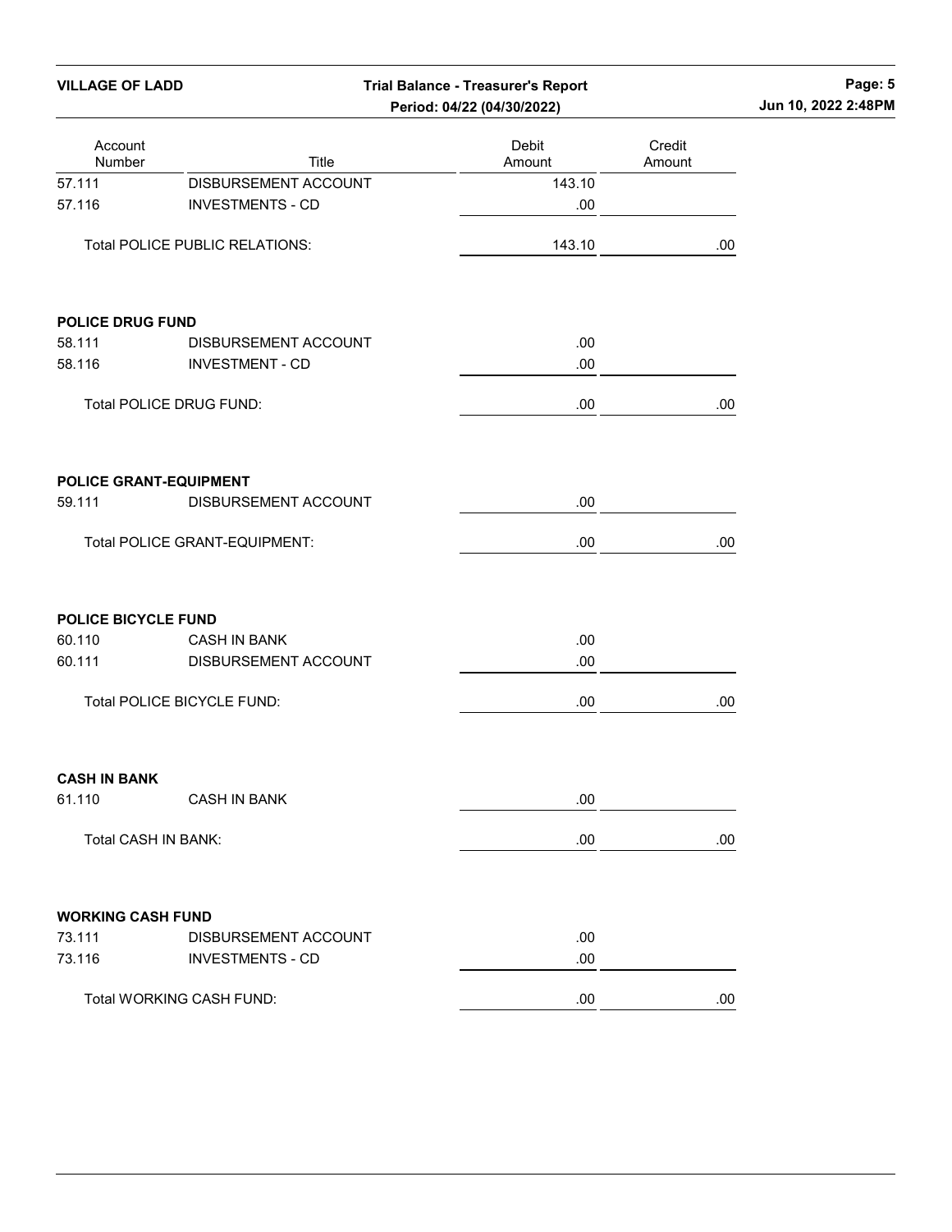| Account Number | Title | Debit Amount | Credit Amount |
|---|---|---|---|
| 57.111 | DISBURSEMENT ACCOUNT | 143.10 | |
| 57.116 | INVESTMENTS - CD | .00 | |
| | Total POLICE PUBLIC RELATIONS: | 143.10 | .00 |

**POLICE DRUG FUND**

| Account Number | Title | Debit Amount | Credit Amount |
|---|---|---|---|
| 58.111 | DISBURSEMENT ACCOUNT | .00 | |
| 58.116 | INVESTMENT - CD | .00 | |
| | Total POLICE DRUG FUND: | .00 | .00 |

**POLICE GRANT-EQUIPMENT**

| Account Number | Title | Debit Amount | Credit Amount |
|---|---|---|---|
| 59.111 | DISBURSEMENT ACCOUNT | .00 | |
| | Total POLICE GRANT-EQUIPMENT: | .00 | .00 |

**POLICE BICYCLE FUND**

| Account Number | Title | Debit Amount | Credit Amount |
|---|---|---|---|
| 60.110 | CASH IN BANK | .00 | |
| 60.111 | DISBURSEMENT ACCOUNT | .00 | |
| | Total POLICE BICYCLE FUND: | .00 | .00 |

**CASH IN BANK**

| Account Number | Title | Debit Amount | Credit Amount |
|---|---|---|---|
| 61.110 | CASH IN BANK | .00 | |
| | Total CASH IN BANK: | .00 | .00 |

**WORKING CASH FUND**

| Account Number | Title | Debit Amount | Credit Amount |
|---|---|---|---|
| 73.111 | DISBURSEMENT ACCOUNT | .00 | |
| 73.116 | INVESTMENTS - CD | .00 | |
| | Total WORKING CASH FUND: | .00 | .00 |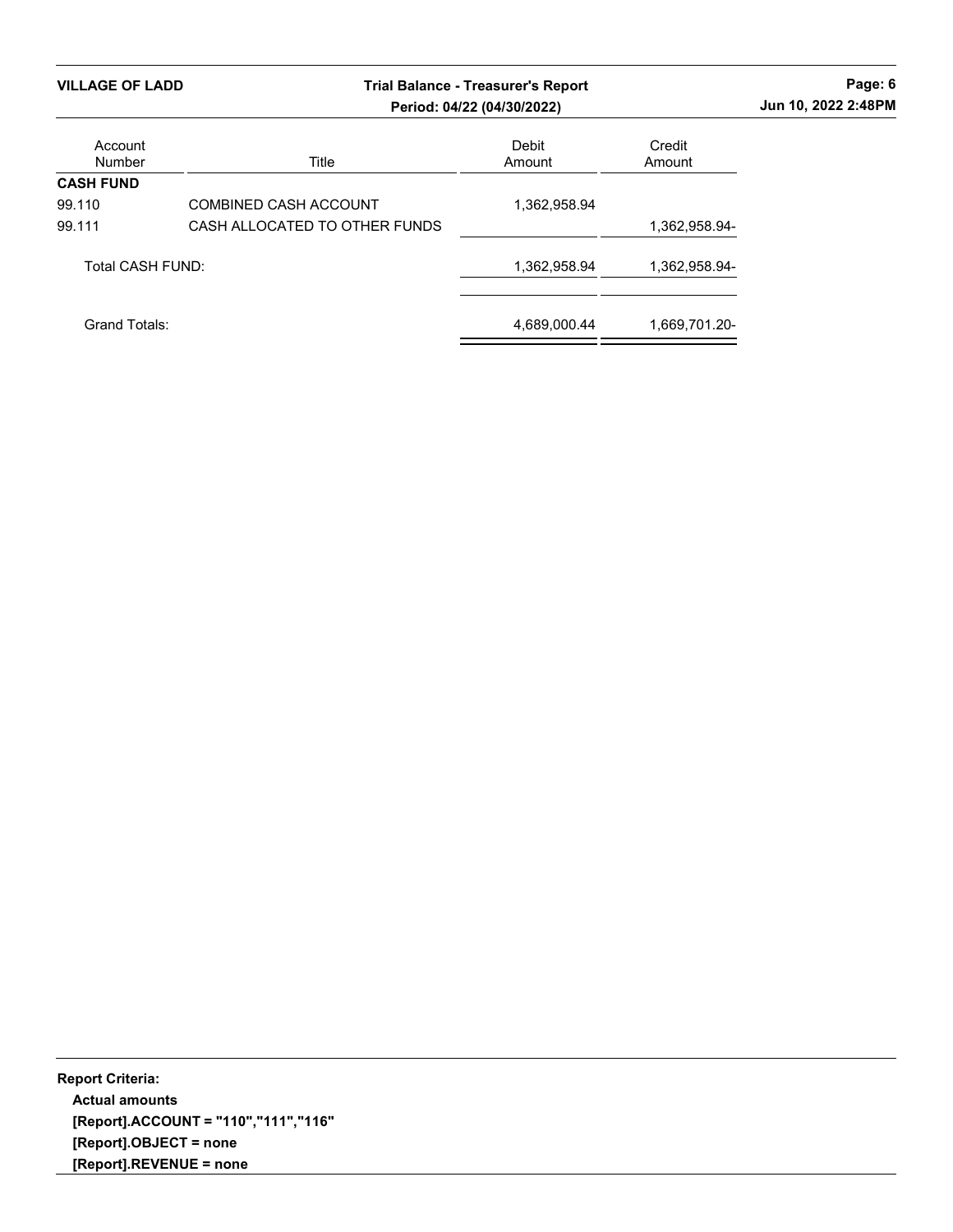| Account Number | Title | Debit Amount | Credit Amount |
|---|---|---|---|
| **CASH FUND** | | | |
| 99.110 | COMBINED CASH ACCOUNT | 1,362,958.94 | |
| 99.111 | CASH ALLOCATED TO OTHER FUNDS | | 1,362,958.94- |
| Total CASH FUND: | | 1,362,958.94 | 1,362,958.94- |
| Grand Totals: | | 4,689,000.44 | 1,669,701.20- |

**Report Criteria:**

**Actual amounts**

**[Report].ACCOUNT = "110","111","116"**

**[Report].OBJECT = none**

**[Report].REVENUE = none**